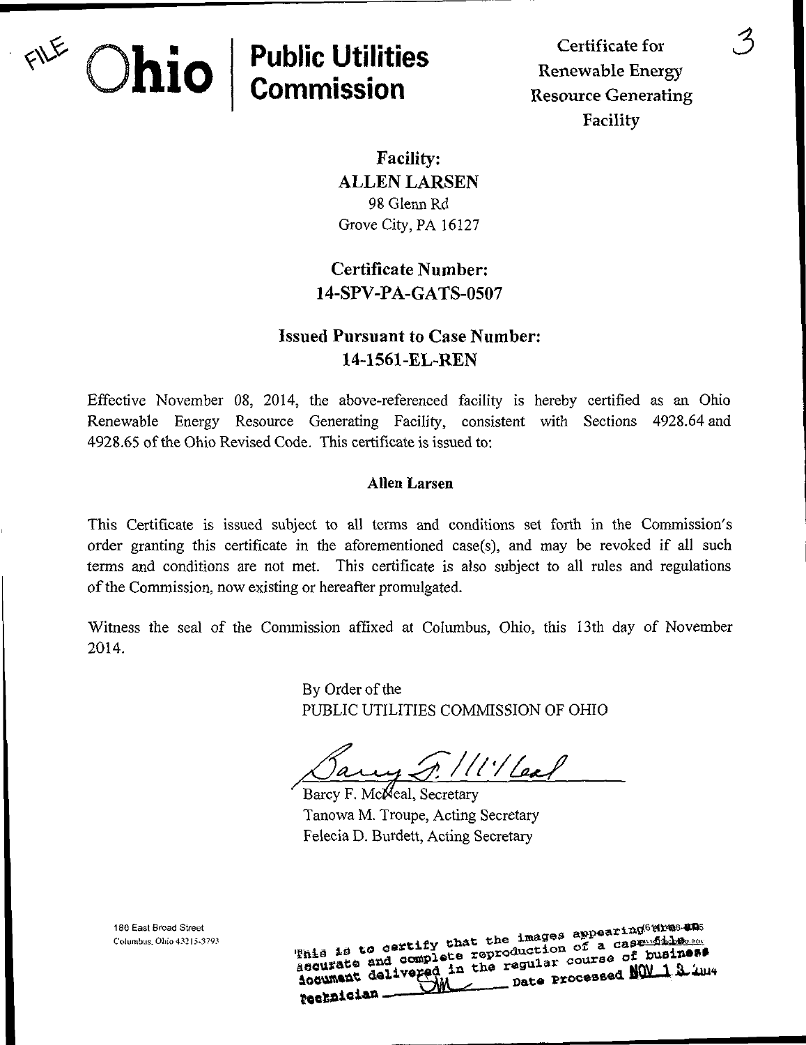FILE

# Ohio | Public Utilities Commission

Certificate for Renewable Energy Resource Generating Facility

3

**Facility:**
**ALLEN LARSEN**
98 Glenn Rd
Grove City, PA 16127

**Certificate Number:**
**14-SPV-PA-GATS-0507**

**Issued Pursuant to Case Number:**
**14-1561-EL-REN**

Effective November 08, 2014, the above-referenced facility is hereby certified as an Ohio Renewable Energy Resource Generating Facility, consistent with Sections 4928.64 and 4928.65 of the Ohio Revised Code. This certificate is issued to:

**Allen Larsen**

This Certificate is issued subject to all terms and conditions set forth in the Commission's order granting this certificate in the aforementioned case(s), and may be revoked if all such terms and conditions are not met. This certificate is also subject to all rules and regulations of the Commission, now existing or hereafter promulgated.

Witness the seal of the Commission affixed at Columbus, Ohio, this 13th day of November 2014.

By Order of the
PUBLIC UTILITIES COMMISSION OF OHIO

Barcy F. McNeal, Secretary
Tanowa M. Troupe, Acting Secretary
Felecia D. Burdett, Acting Secretary

180 East Broad Street
Columbus, Ohio 43215-3793

This is to certify that the images appearing are an accurate and complete reproduction of a case file document delivered in the regular course of business
Technician ___ Date Processed NOV 13 2014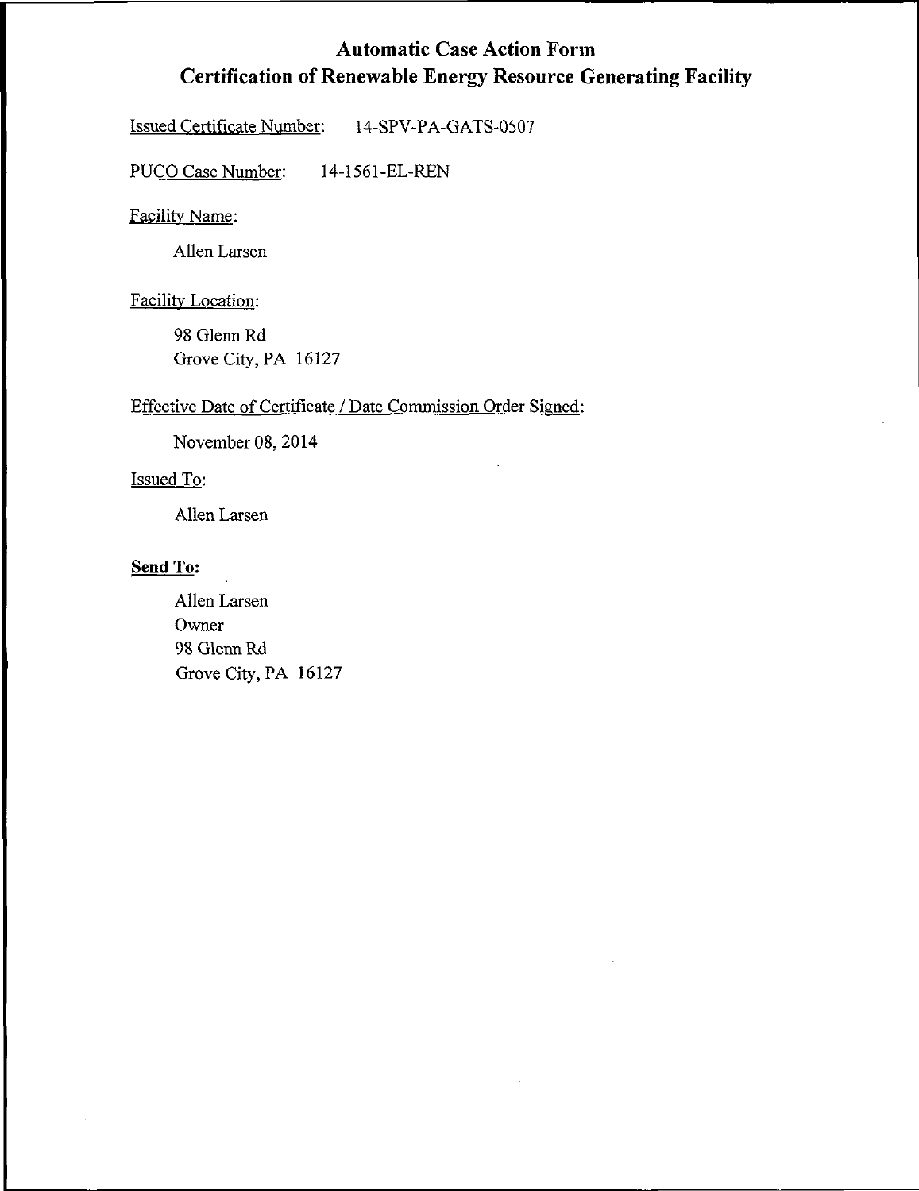# Automatic Case Action Form
# Certification of Renewable Energy Resource Generating Facility

Issued Certificate Number: 14-SPV-PA-GATS-0507

PUCO Case Number: 14-1561-EL-REN

Facility Name:

Allen Larsen

Facility Location:

98 Glenn Rd
Grove City, PA 16127

Effective Date of Certificate / Date Commission Order Signed:

November 08, 2014

Issued To:

Allen Larsen

**Send To:**

Allen Larsen
Owner
98 Glenn Rd
Grove City, PA 16127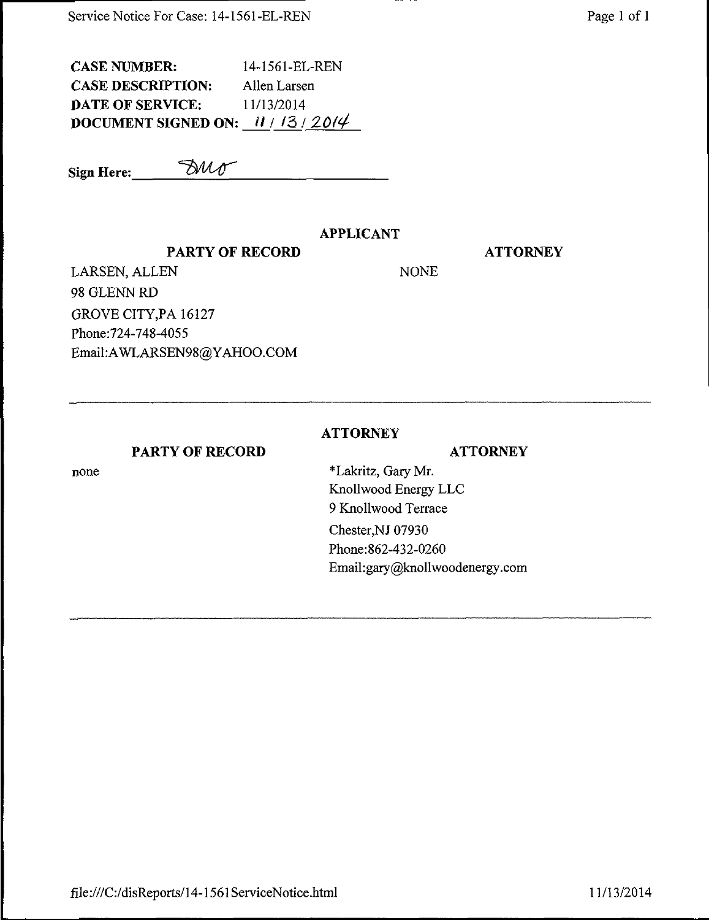**CASE NUMBER:** 14-1561-EL-REN
**CASE DESCRIPTION:** Allen Larsen
**DATE OF SERVICE:** 11/13/2014
**DOCUMENT SIGNED ON:** 11 / 13 / 2014

**Sign Here:** ~~DMO~~

**APPLICANT**

| **PARTY OF RECORD** | **ATTORNEY** |
|---|---|
| LARSEN, ALLEN<br>98 GLENN RD<br>GROVE CITY,PA 16127<br>Phone:724-748-4055<br>Email:AWLARSEN98@YAHOO.COM | NONE |

---

**ATTORNEY**

| **PARTY OF RECORD** | **ATTORNEY** |
|---|---|
| none | *Lakritz, Gary Mr.<br>Knollwood Energy LLC<br>9 Knollwood Terrace<br>Chester,NJ 07930<br>Phone:862-432-0260<br>Email:gary@knollwoodenergy.com |

---

file:///C:/disReports/14-1561ServiceNotice.html 11/13/2014